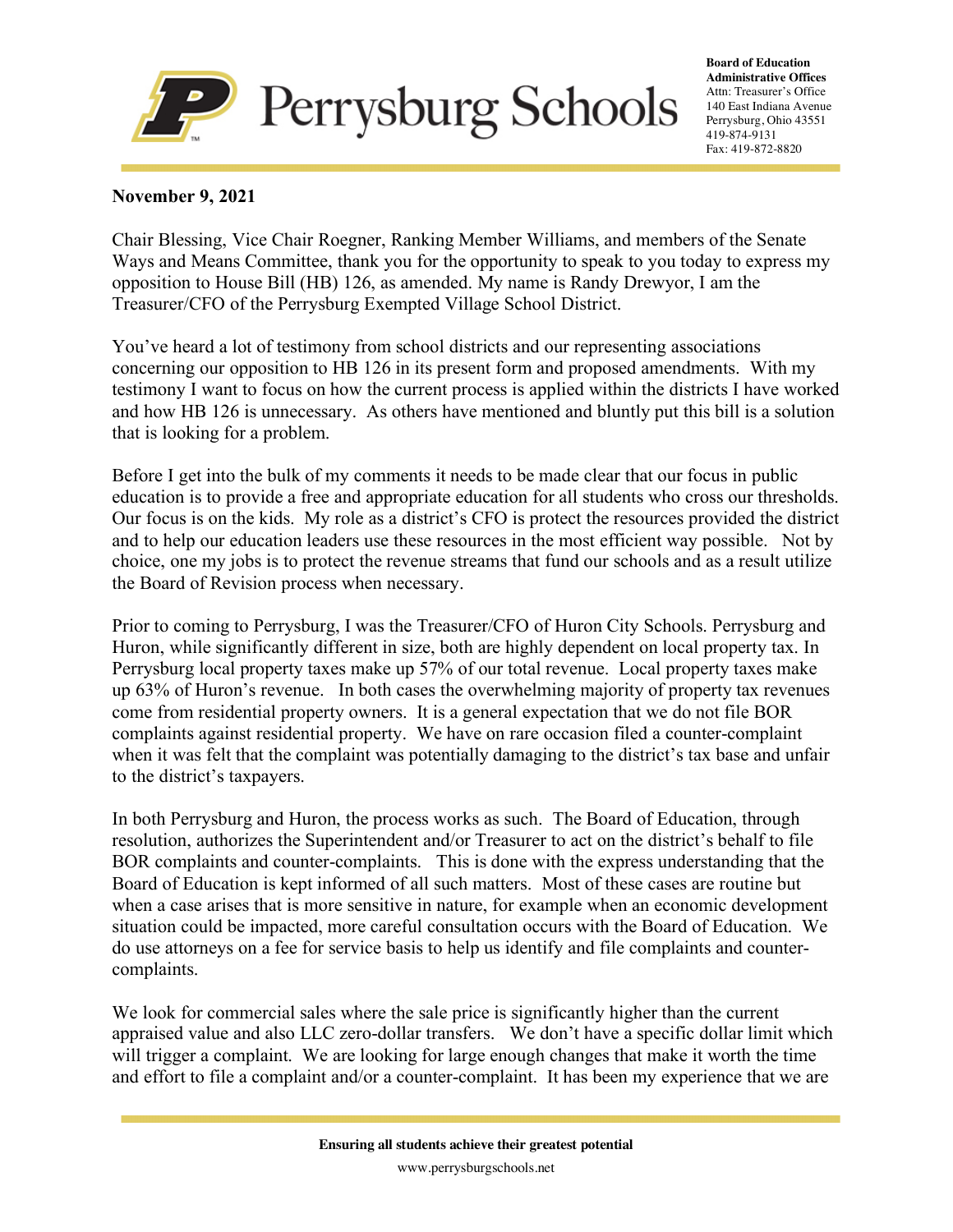Perrysburg Schools

**Board of Education Administrative Offices**
Attn: Treasurer's Office
140 East Indiana Avenue
Perrysburg, Ohio 43551
419-874-9131
Fax: 419-872-8820

**November 9, 2021**

Chair Blessing, Vice Chair Roegner, Ranking Member Williams, and members of the Senate Ways and Means Committee, thank you for the opportunity to speak to you today to express my opposition to House Bill (HB) 126, as amended. My name is Randy Drewyor, I am the Treasurer/CFO of the Perrysburg Exempted Village School District.

You've heard a lot of testimony from school districts and our representing associations concerning our opposition to HB 126 in its present form and proposed amendments. With my testimony I want to focus on how the current process is applied within the districts I have worked and how HB 126 is unnecessary. As others have mentioned and bluntly put this bill is a solution that is looking for a problem.

Before I get into the bulk of my comments it needs to be made clear that our focus in public education is to provide a free and appropriate education for all students who cross our thresholds. Our focus is on the kids. My role as a district's CFO is protect the resources provided the district and to help our education leaders use these resources in the most efficient way possible. Not by choice, one my jobs is to protect the revenue streams that fund our schools and as a result utilize the Board of Revision process when necessary.

Prior to coming to Perrysburg, I was the Treasurer/CFO of Huron City Schools. Perrysburg and Huron, while significantly different in size, both are highly dependent on local property tax. In Perrysburg local property taxes make up 57% of our total revenue. Local property taxes make up 63% of Huron's revenue. In both cases the overwhelming majority of property tax revenues come from residential property owners. It is a general expectation that we do not file BOR complaints against residential property. We have on rare occasion filed a counter-complaint when it was felt that the complaint was potentially damaging to the district's tax base and unfair to the district's taxpayers.

In both Perrysburg and Huron, the process works as such. The Board of Education, through resolution, authorizes the Superintendent and/or Treasurer to act on the district's behalf to file BOR complaints and counter-complaints. This is done with the express understanding that the Board of Education is kept informed of all such matters. Most of these cases are routine but when a case arises that is more sensitive in nature, for example when an economic development situation could be impacted, more careful consultation occurs with the Board of Education. We do use attorneys on a fee for service basis to help us identify and file complaints and counter-complaints.

We look for commercial sales where the sale price is significantly higher than the current appraised value and also LLC zero-dollar transfers. We don't have a specific dollar limit which will trigger a complaint. We are looking for large enough changes that make it worth the time and effort to file a complaint and/or a counter-complaint. It has been my experience that we are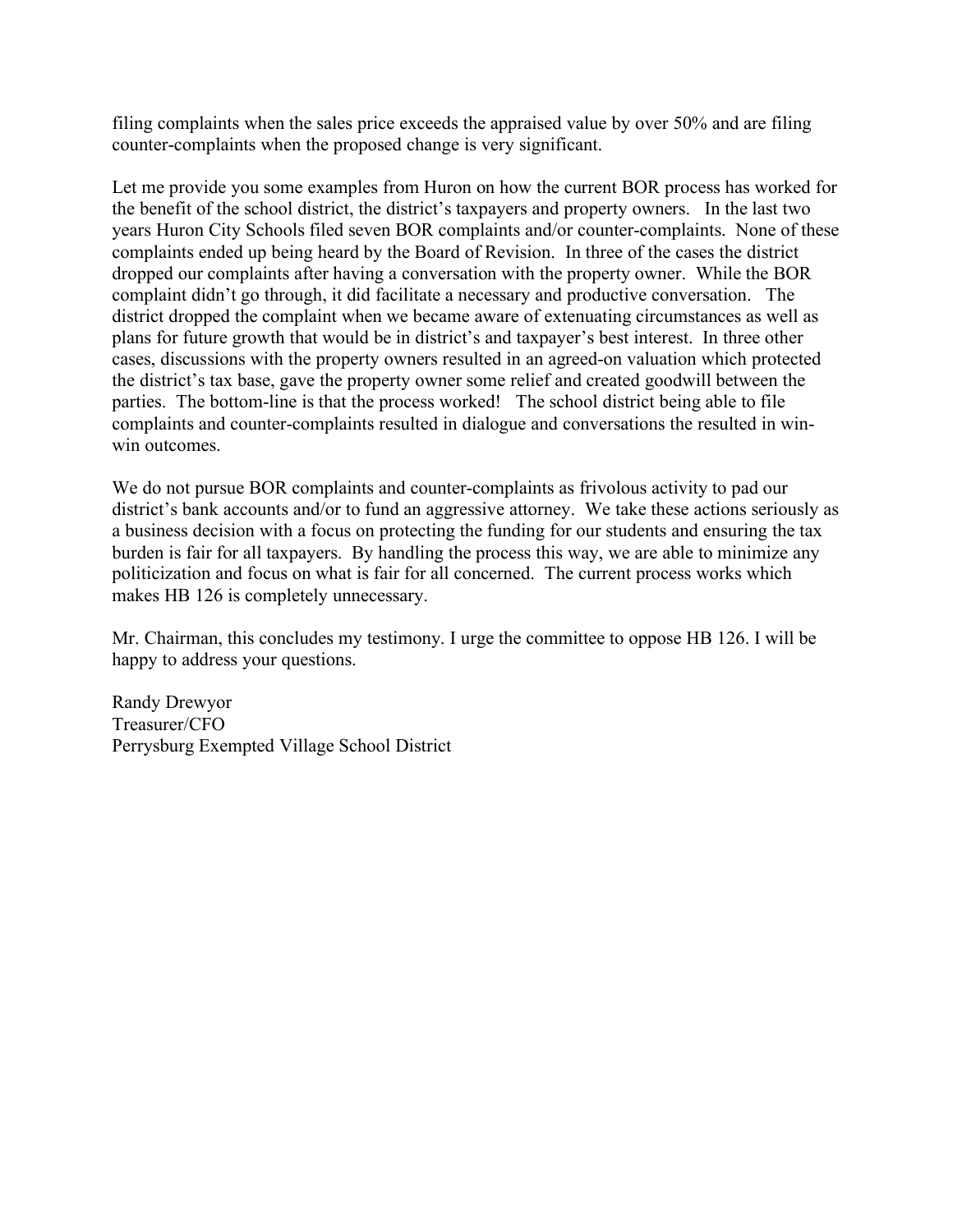filing complaints when the sales price exceeds the appraised value by over 50% and are filing counter-complaints when the proposed change is very significant.

Let me provide you some examples from Huron on how the current BOR process has worked for the benefit of the school district, the district's taxpayers and property owners. In the last two years Huron City Schools filed seven BOR complaints and/or counter-complaints. None of these complaints ended up being heard by the Board of Revision. In three of the cases the district dropped our complaints after having a conversation with the property owner. While the BOR complaint didn't go through, it did facilitate a necessary and productive conversation. The district dropped the complaint when we became aware of extenuating circumstances as well as plans for future growth that would be in district's and taxpayer's best interest. In three other cases, discussions with the property owners resulted in an agreed-on valuation which protected the district's tax base, gave the property owner some relief and created goodwill between the parties. The bottom-line is that the process worked! The school district being able to file complaints and counter-complaints resulted in dialogue and conversations the resulted in win-win outcomes.

We do not pursue BOR complaints and counter-complaints as frivolous activity to pad our district's bank accounts and/or to fund an aggressive attorney. We take these actions seriously as a business decision with a focus on protecting the funding for our students and ensuring the tax burden is fair for all taxpayers. By handling the process this way, we are able to minimize any politicization and focus on what is fair for all concerned. The current process works which makes HB 126 is completely unnecessary.

Mr. Chairman, this concludes my testimony. I urge the committee to oppose HB 126. I will be happy to address your questions.

Randy Drewyor
Treasurer/CFO
Perrysburg Exempted Village School District